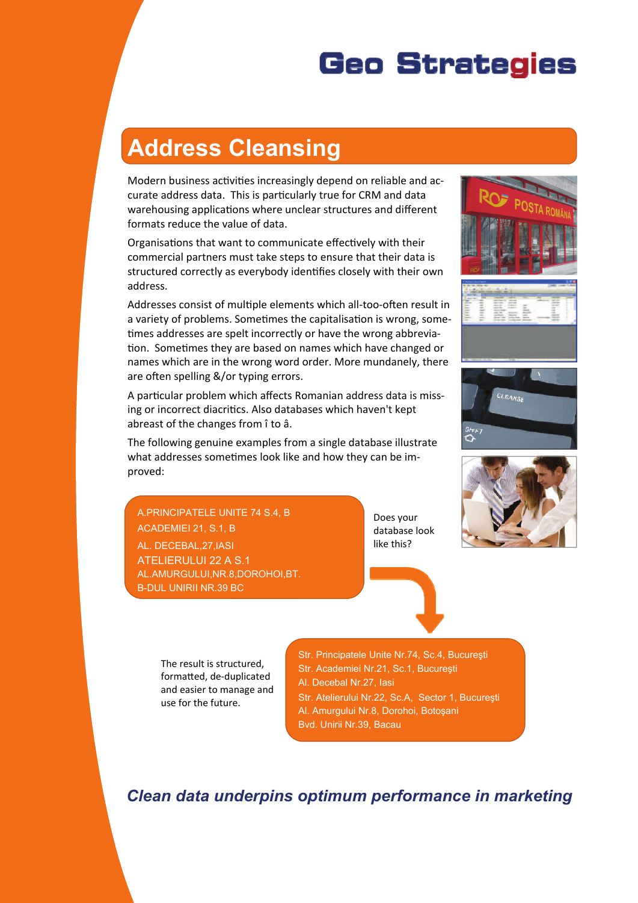# Geo Strategies

## Address Cleansing

Modern business activities increasingly depend on reliable and accurate address data. This is particularly true for CRM and data warehousing applications where unclear structures and different formats reduce the value of data.

Organisations that want to communicate effectively with their commercial partners must take steps to ensure that their data is structured correctly as everybody identifies closely with their own address.

Addresses consist of multiple elements which all-too-often result in a variety of problems. Sometimes the capitalisation is wrong, sometimes addresses are spelt incorrectly or have the wrong abbreviation. Sometimes they are based on names which have changed or names which are in the wrong word order. More mundanely, there are often spelling &/or typing errors.

A particular problem which affects Romanian address data is missing or incorrect diacritics. Also databases which haven't kept abreast of the changes from î to â.

The following genuine examples from a single database illustrate what addresses sometimes look like and how they can be improved:

A.PRINCIPATELE UNITE 74 S.4, B
ACADEMIEI 21, S.1, B
AL. DECEBAL,27,IASI
ATELIERULUI 22 A S.1
AL.AMURGULUI,NR.8,DOROHOI,BT.
B-DUL UNIRII NR.39 BC

Does your database look like this?

Str. Principatele Unite Nr.74, Sc.4, Bucureşti
Str. Academiei Nr.21, Sc.1, Bucureşti
Al. Decebal Nr.27, Iasi
Str. Atelierului Nr.22, Sc.A, Sector 1, Bucureşti
Al. Amurgului Nr.8, Dorohoi, Botoşani
Bvd. Unirii Nr.39, Bacau

The result is structured, formatted, de-duplicated and easier to manage and use for the future.

***Clean data underpins optimum performance in marketing***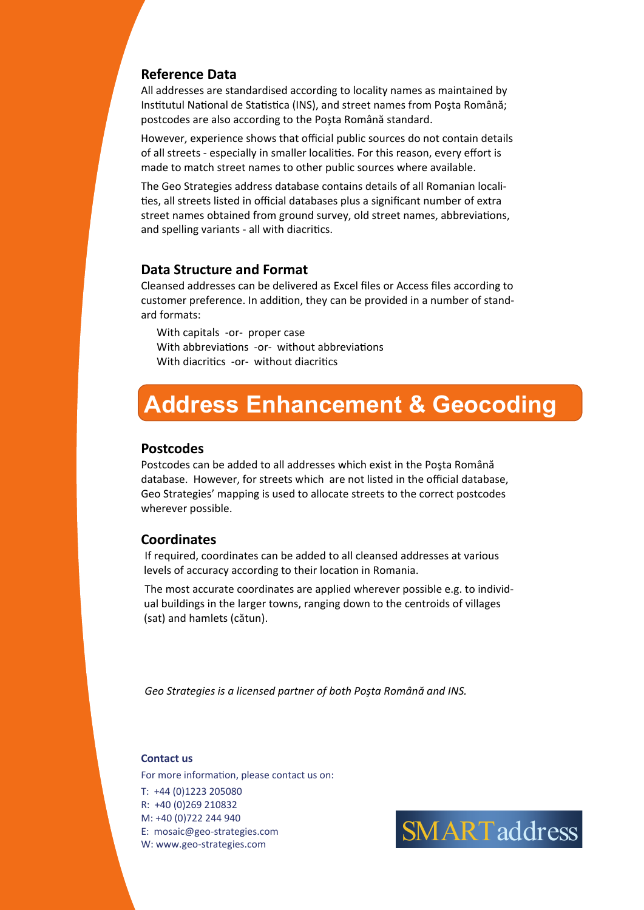### Reference Data

All addresses are standardised according to locality names as maintained by Institutul National de Statistica (INS), and street names from Poşta Română; postcodes are also according to the Poşta Română standard.

However, experience shows that official public sources do not contain details of all streets - especially in smaller localities. For this reason, every effort is made to match street names to other public sources where available.

The Geo Strategies address database contains details of all Romanian localities, all streets listed in official databases plus a significant number of extra street names obtained from ground survey, old street names, abbreviations, and spelling variants - all with diacritics.

### Data Structure and Format

Cleansed addresses can be delivered as Excel files or Access files according to customer preference. In addition, they can be provided in a number of standard formats:

With capitals -or- proper case
With abbreviations -or- without abbreviations
With diacritics -or- without diacritics

## Address Enhancement & Geocoding

### Postcodes

Postcodes can be added to all addresses which exist in the Poşta Română database. However, for streets which are not listed in the official database, Geo Strategies' mapping is used to allocate streets to the correct postcodes wherever possible.

### Coordinates

If required, coordinates can be added to all cleansed addresses at various levels of accuracy according to their location in Romania.

The most accurate coordinates are applied wherever possible e.g. to individual buildings in the larger towns, ranging down to the centroids of villages (sat) and hamlets (cătun).

*Geo Strategies is a licensed partner of both Poşta Română and INS.*

**Contact us**

For more information, please contact us on:

T: +44 (0)1223 205080
R: +40 (0)269 210832
M: +40 (0)722 244 940
E: mosaic@geo-strategies.com
W: www.geo-strategies.com

SMARTaddress